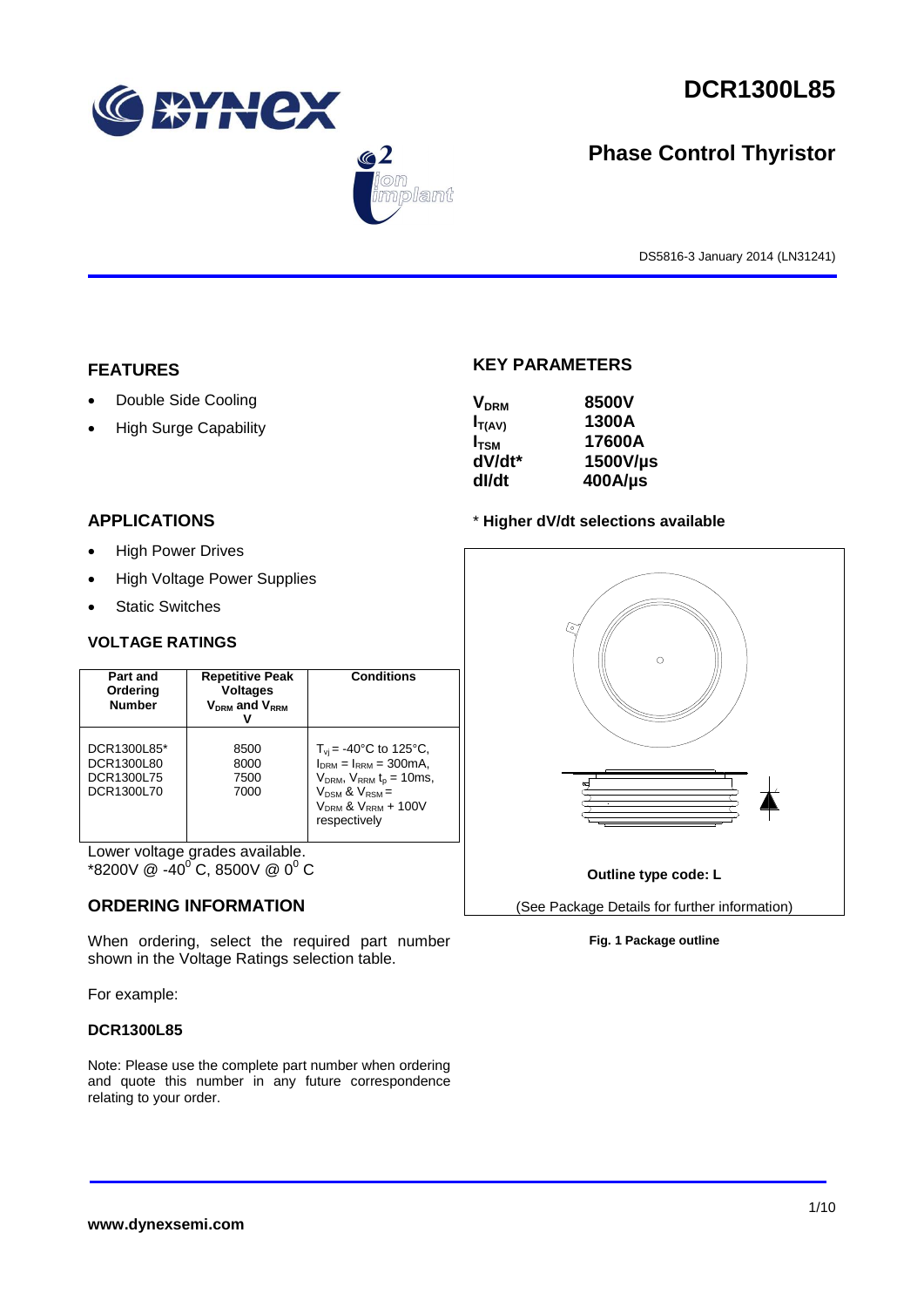# DCR1300L85

## Phase Control Thyristor

DS5816-3 January 2014 (LN31241)

## FEATURES

- Double Side Cooling
- High Surge Capability

## APPLICATIONS

- High Power Drives
- High Voltage Power Supplies
- Static Switches

## KEY PARAMETERS

| | |
|---|---|
| $V_{DRM}$ | 8500V |
| $I_{T(AV)}$ | 1300A |
| $I_{TSM}$ | 17600A |
| dV/dt* | 1500V/µs |
| dI/dt | 400A/µs |

* **Higher dV/dt selections available**

### VOLTAGE RATINGS

| Part and Ordering Number | Repetitive Peak Voltages $V_{DRM}$ and $V_{RRM}$ V | Conditions |
|---|---|---|
| DCR1300L85*<br>DCR1300L80<br>DCR1300L75<br>DCR1300L70 | 8500<br>8000<br>7500<br>7000 | $T_{vj}$ = -40°C to 125°C, $I_{DRM}$ = $I_{RRM}$ = 300mA, $V_{DRM}$, $V_{RRM}$ $t_p$ = 10ms, $V_{DSM}$ & $V_{RSM}$ = $V_{DRM}$ & $V_{RRM}$ + 100V respectively |

Lower voltage grades available.
*8200V @ -40$^0$ C, 8500V @ 0$^0$ C

Outline type code: L

(See Package Details for further information)

**Fig. 1 Package outline**

## ORDERING INFORMATION

When ordering, select the required part number shown in the Voltage Ratings selection table.

For example:

**DCR1300L85**

Note: Please use the complete part number when ordering and quote this number in any future correspondence relating to your order.

**www.dynexsemi.com**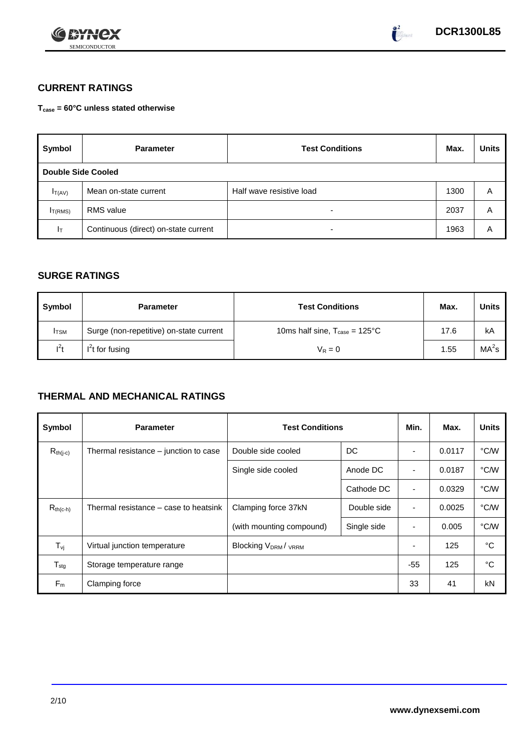## CURRENT RATINGS

**$T_{case}$ = 60°C unless stated otherwise**

| Symbol | Parameter | Test Conditions | Max. | Units |
|---|---|---|---|---|
| **Double Side Cooled** | | | | |
| $I_{T(AV)}$ | Mean on-state current | Half wave resistive load | 1300 | A |
| $I_{T(RMS)}$ | RMS value | - | 2037 | A |
| $I_T$ | Continuous (direct) on-state current | - | 1963 | A |

## SURGE RATINGS

| Symbol | Parameter | Test Conditions | Max. | Units |
|---|---|---|---|---|
| $I_{TSM}$ | Surge (non-repetitive) on-state current | 10ms half sine, $T_{case}$ = 125°C | 17.6 | kA |
| $I^2t$ | $I^2t$ for fusing | $V_R = 0$ | 1.55 | $MA^2s$ |

## THERMAL AND MECHANICAL RATINGS

| Symbol | Parameter | Test Conditions | | Min. | Max. | Units |
|---|---|---|---|---|---|---|
| $R_{th(j-c)}$ | Thermal resistance – junction to case | Double side cooled | DC | - | 0.0117 | °C/W |
| | | Single side cooled | Anode DC | - | 0.0187 | °C/W |
| | | | Cathode DC | - | 0.0329 | °C/W |
| $R_{th(c-h)}$ | Thermal resistance – case to heatsink | Clamping force 37kN | Double side | - | 0.0025 | °C/W |
| | | (with mounting compound) | Single side | - | 0.005 | °C/W |
| $T_{vj}$ | Virtual junction temperature | Blocking $V_{DRM}$ / $V_{RRM}$ | | - | 125 | °C |
| $T_{stg}$ | Storage temperature range | | | -55 | 125 | °C |
| $F_m$ | Clamping force | | | 33 | 41 | kN |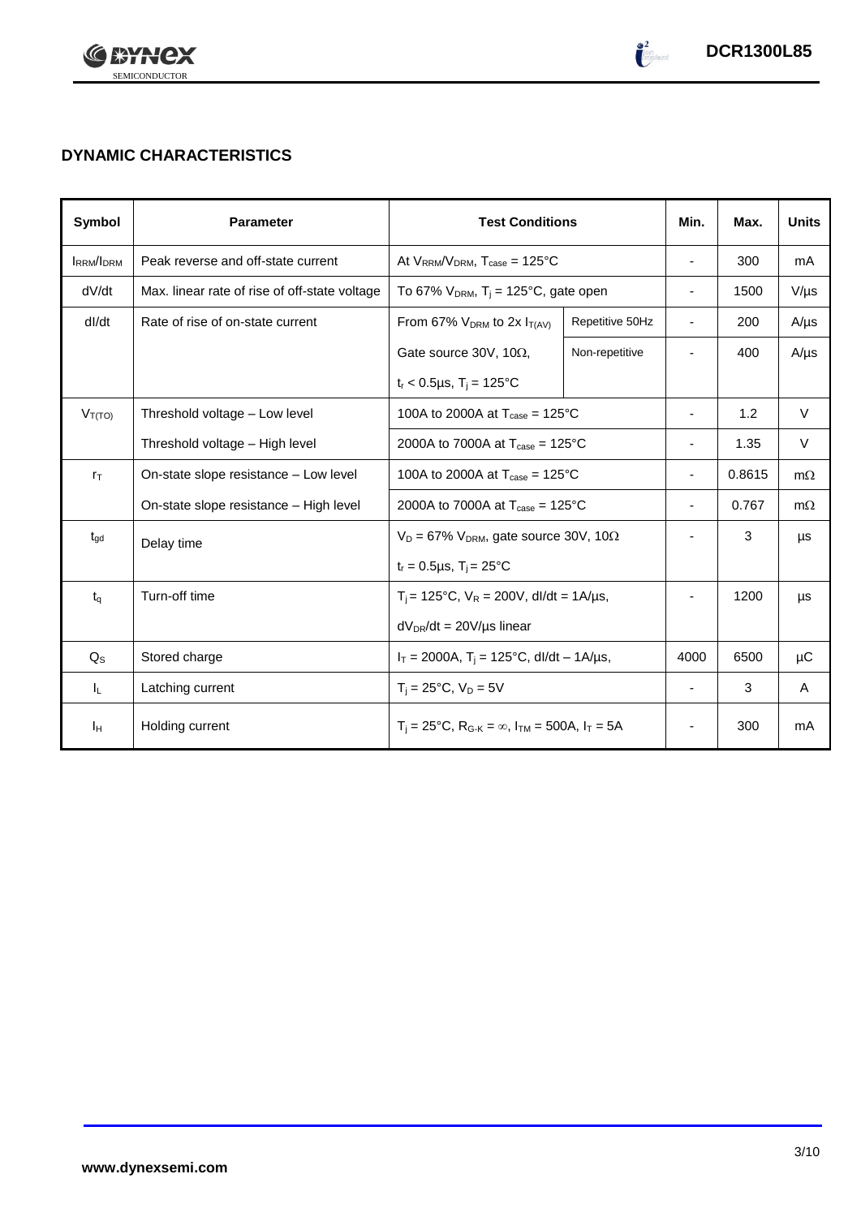## DYNAMIC CHARACTERISTICS

| Symbol | Parameter | Test Conditions | | Min. | Max. | Units |
|---|---|---|---|---|---|---|
| $I_{RRM}/I_{DRM}$ | Peak reverse and off-state current | At $V_{RRM}/V_{DRM}$, $T_{case}$ = 125°C | | - | 300 | mA |
| dV/dt | Max. linear rate of rise of off-state voltage | To 67% $V_{DRM}$, $T_j$ = 125°C, gate open | | - | 1500 | V/µs |
| dI/dt | Rate of rise of on-state current | From 67% $V_{DRM}$ to 2x $I_{T(AV)}$ | Repetitive 50Hz | - | 200 | A/µs |
| | | Gate source 30V, 10Ω, | Non-repetitive | - | 400 | A/µs |
| | | $t_r$ < 0.5µs, $T_j$ = 125°C | | | | |
| $V_{T(TO)}$ | Threshold voltage – Low level | 100A to 2000A at $T_{case}$ = 125°C | | - | 1.2 | V |
| | Threshold voltage – High level | 2000A to 7000A at $T_{case}$ = 125°C | | - | 1.35 | V |
| $r_T$ | On-state slope resistance – Low level | 100A to 2000A at $T_{case}$ = 125°C | | - | 0.8615 | mΩ |
| | On-state slope resistance – High level | 2000A to 7000A at $T_{case}$ = 125°C | | - | 0.767 | mΩ |
| $t_{gd}$ | Delay time | $V_D$ = 67% $V_{DRM}$, gate source 30V, 10Ω | | - | 3 | µs |
| | | $t_r$ = 0.5µs, $T_j$ = 25°C | | | | |
| $t_q$ | Turn-off time | $T_j$ = 125°C, $V_R$ = 200V, dI/dt = 1A/µs, | | - | 1200 | µs |
| | | $dV_{DR}$/dt = 20V/µs linear | | | | |
| $Q_S$ | Stored charge | $I_T$ = 2000A, $T_j$ = 125°C, dI/dt – 1A/µs, | | 4000 | 6500 | µC |
| $I_L$ | Latching current | $T_j$ = 25°C, $V_D$ = 5V | | - | 3 | A |
| $I_H$ | Holding current | $T_j$ = 25°C, $R_{G-K}$ = ∞, $I_{TM}$ = 500A, $I_T$ = 5A | | - | 300 | mA |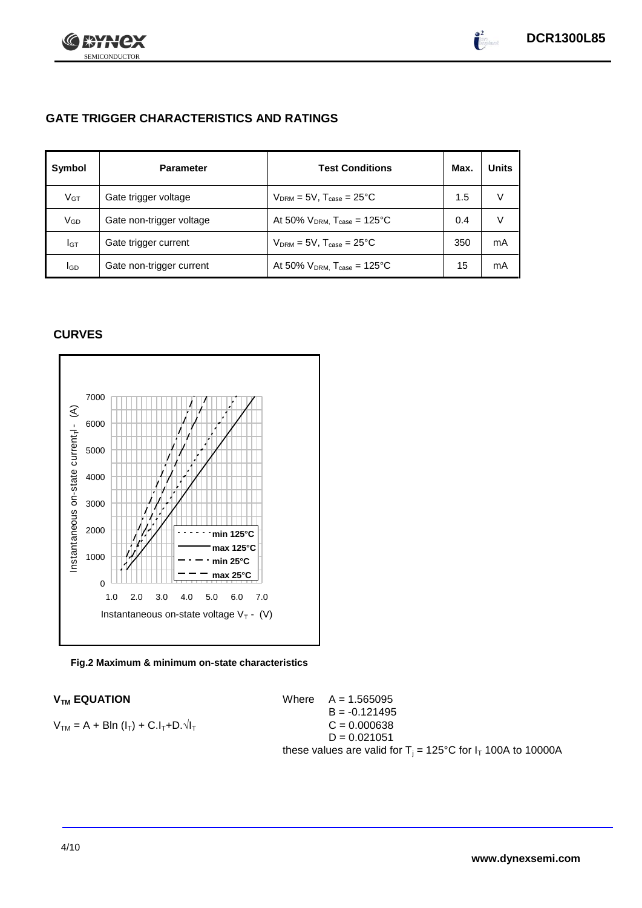## GATE TRIGGER CHARACTERISTICS AND RATINGS

| Symbol | Parameter | Test Conditions | Max. | Units |
|---|---|---|---|---|
| $V_{GT}$ | Gate trigger voltage | $V_{DRM}$ = 5V, $T_{case}$ = 25°C | 1.5 | V |
| $V_{GD}$ | Gate non-trigger voltage | At 50% $V_{DRM}$, $T_{case}$ = 125°C | 0.4 | V |
| $I_{GT}$ | Gate trigger current | $V_{DRM}$ = 5V, $T_{case}$ = 25°C | 350 | mA |
| $I_{GD}$ | Gate non-trigger current | At 50% $V_{DRM}$, $T_{case}$ = 125°C | 15 | mA |

## CURVES

**Fig.2 Maximum & minimum on-state characteristics**

### $V_{TM}$ EQUATION

$$V_{TM} = A + B\ln(I_T) + C.I_T + D.\sqrt{I_T}$$

Where
A = 1.565095
B = -0.121495
C = 0.000638
D = 0.021051

these values are valid for $T_j$ = 125°C for $I_T$ 100A to 10000A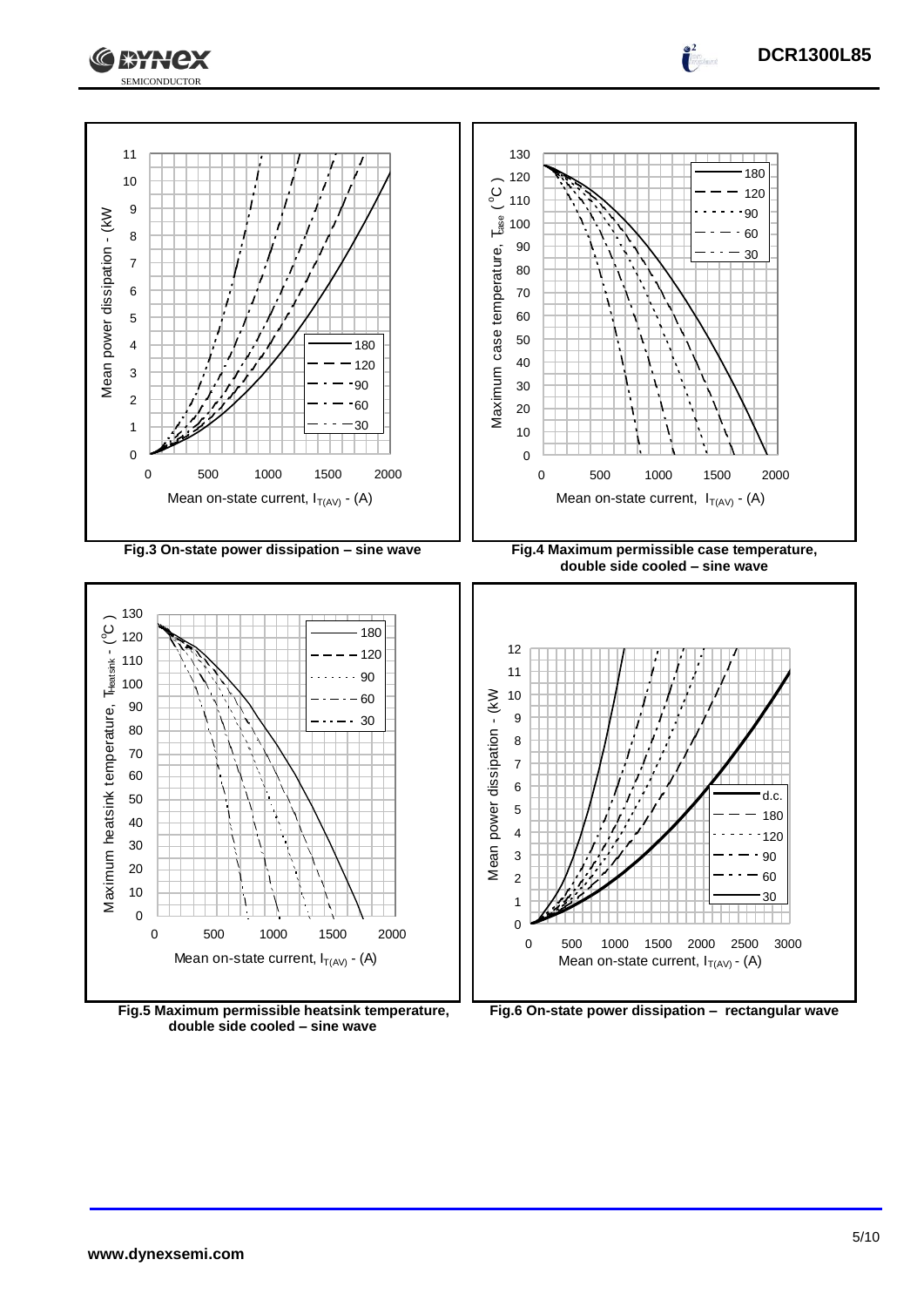Mean power dissipation - (kW

Mean on-state current, $I_{T(AV)}$ - (A)

180, 120, 90, 60, 30

**Fig.3 On-state power dissipation – sine wave**

Maximum case temperature, $T_{case}$ (°C)

Mean on-state current, $I_{T(AV)}$ - (A)

180, 120, 90, 60, 30

**Fig.4 Maximum permissible case temperature, double side cooled – sine wave**

Maximum heatsink temperature, $T_{Heatsink}$ - (°C)

Mean on-state current, $I_{T(AV)}$ - (A)

180, 120, 90, 60, 30

**Fig.5 Maximum permissible heatsink temperature, double side cooled – sine wave**

Mean power dissipation - (kW

Mean on-state current, $I_{T(AV)}$ - (A)

d.c., 180, 120, 90, 60, 30

**Fig.6 On-state power dissipation – rectangular wave**

www.dynexsemi.com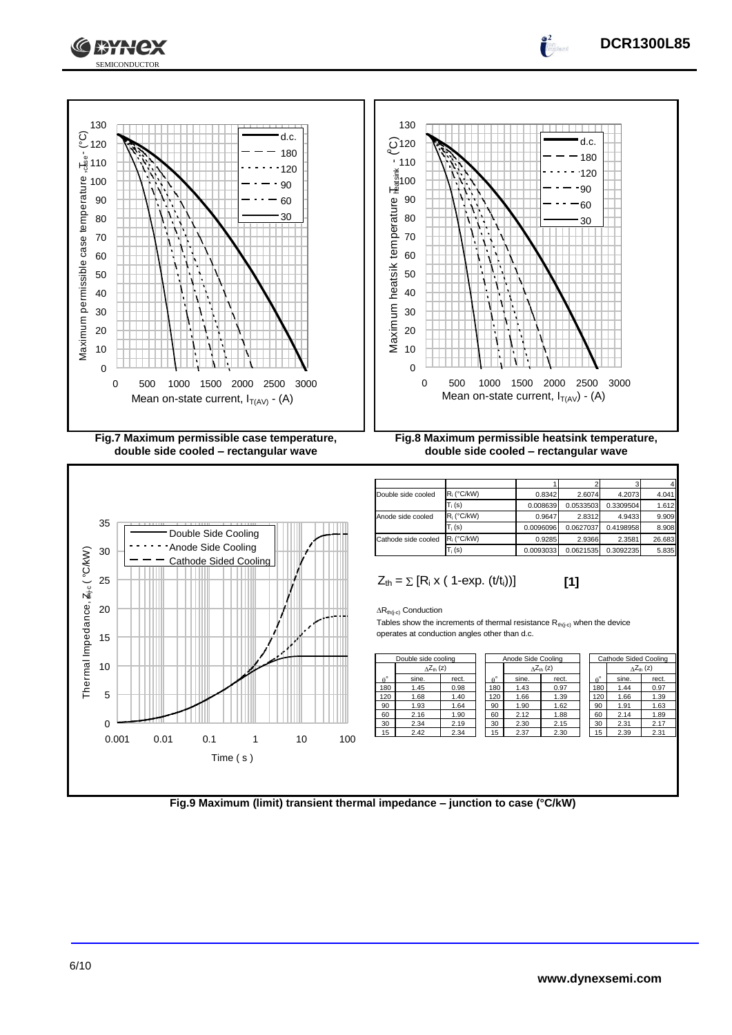Fig.7 Maximum permissible case temperature, double side cooled – rectangular wave

Fig.8 Maximum permissible heatsink temperature, double side cooled – rectangular wave

| | | 1 | 2 | 3 | 4 |
|---|---|---|---|---|---|
| Double side cooled | $R_i$ (°C/kW) | 0.8342 | 2.6074 | 4.2073 | 4.041 |
| | $T_i$ (s) | 0.008639 | 0.0533503 | 0.3309504 | 1.612 |
| Anode side cooled | $R_i$ (°C/kW) | 0.9647 | 2.8312 | 4.9433 | 9.909 |
| | $T_i$ (s) | 0.0096096 | 0.0627037 | 0.4198958 | 8.908 |
| Cathode side cooled | $R_i$ (°C/kW) | 0.9285 | 2.9366 | 2.3581 | 26.683 |
| | $T_i$ (s) | 0.0093033 | 0.0621535 | 0.3092235 | 5.835 |

$$Z_{th} = \Sigma\, [R_i \times (1\text{-exp.}\ (t/t_i))] \quad [1]$$

$\Delta R_{th(j\text{-}c)}$ Conduction

Tables show the increments of thermal resistance $R_{th(j\text{-}c)}$ when the device operates at conduction angles other than d.c.

Double side cooling

| $\theta°$ | $\Delta Z_{th}$ (z) sine. | rect. |
|---|---|---|
| 180 | 1.45 | 0.98 |
| 120 | 1.68 | 1.40 |
| 90 | 1.93 | 1.64 |
| 60 | 2.16 | 1.90 |
| 30 | 2.34 | 2.19 |
| 15 | 2.42 | 2.34 |

Anode Side Cooling

| $\theta°$ | $\Delta Z_{th}$ (z) sine. | rect. |
|---|---|---|
| 180 | 1.43 | 0.97 |
| 120 | 1.66 | 1.39 |
| 90 | 1.90 | 1.62 |
| 60 | 2.12 | 1.88 |
| 30 | 2.30 | 2.15 |
| 15 | 2.37 | 2.30 |

Cathode Sided Cooling

| $\theta°$ | $\Delta Z_{th}$ (z) sine. | rect. |
|---|---|---|
| 180 | 1.44 | 0.97 |
| 120 | 1.66 | 1.39 |
| 90 | 1.91 | 1.63 |
| 60 | 2.14 | 1.89 |
| 30 | 2.31 | 2.17 |
| 15 | 2.39 | 2.31 |

Fig.9 Maximum (limit) transient thermal impedance – junction to case (°C/kW)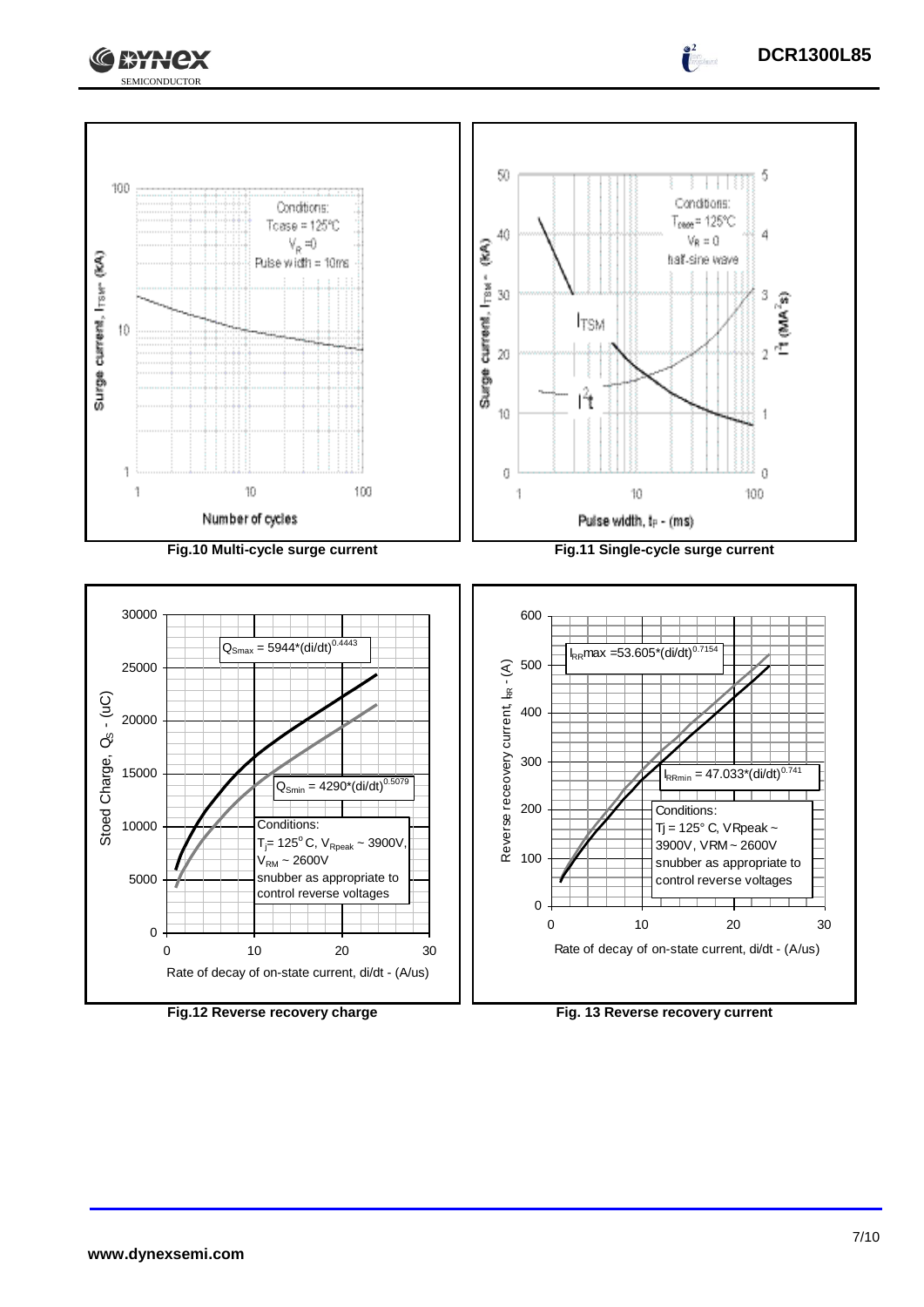Conditions:
$T_{case}$ = 125°C
$V_R$ = 0
Pulse width = 10ms

Surge current, $I_{TSM}$ (kA)

Number of cycles

**Fig.10 Multi-cycle surge current**

Conditions:
$T_{case}$ = 125°C
$V_R$ = 0
half-sine wave

Surge current, $I_{TSM}$ (kA)

$I^2t$ (MA²s)

Pulse width, $t_P$ - (ms)

**Fig.11 Single-cycle surge current**

$Q_{Smax} = 5944*(di/dt)^{0.4443}$

$Q_{Smin} = 4290*(di/dt)^{0.5079}$

Conditions:
$T_j$= 125°C, $V_{Rpeak}$ ~ 3900V, $V_{RM}$ ~ 2600V
snubber as appropriate to control reverse voltages

Stoed Charge, $Q_S$ - (uC)

Rate of decay of on-state current, di/dt - (A/us)

**Fig.12 Reverse recovery charge**

$I_{RR}max = 53.605*(di/dt)^{0.7154}$

$I_{RRmin} = 47.033*(di/dt)^{0.741}$

Conditions:
Tj = 125° C, VRpeak ~ 3900V, VRM ~ 2600V
snubber as appropriate to control reverse voltages

Reverse receovery current, $I_{RR}$ - (A)

Rate of decay of on-state current, di/dt - (A/us)

**Fig. 13 Reverse recovery current**

www.dynexsemi.com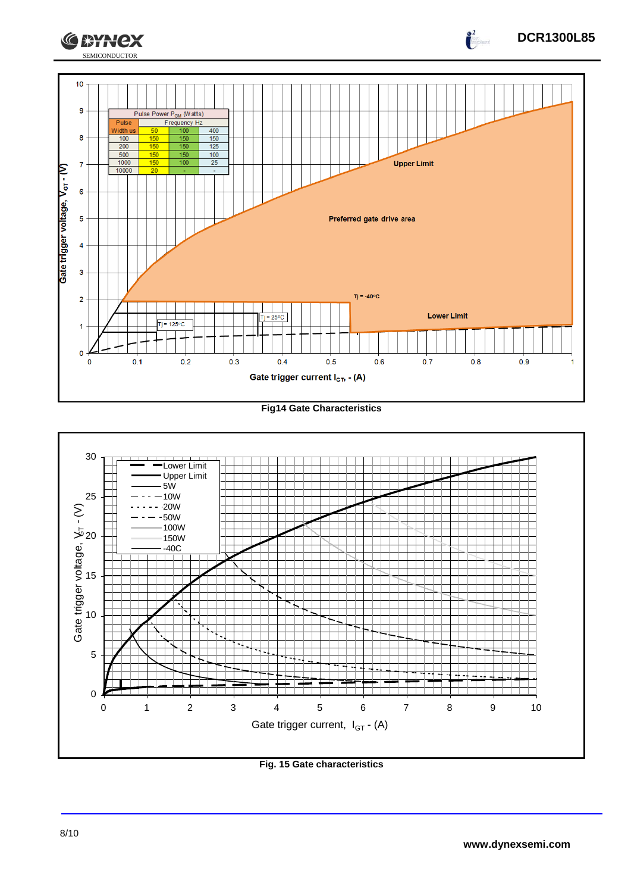| Pulse Power $P_{GM}$ (Watts) | | | |
|---|---|---|---|
| Pulse Width us | Frequency Hz | | |
| | 50 | 100 | 400 |
| 100 | 150 | 150 | 150 |
| 200 | 150 | 150 | 125 |
| 500 | 150 | 150 | 100 |
| 1000 | 150 | 100 | 25 |
| 10000 | 20 | - | - |

Fig14 Gate Characteristics

Fig. 15 Gate characteristics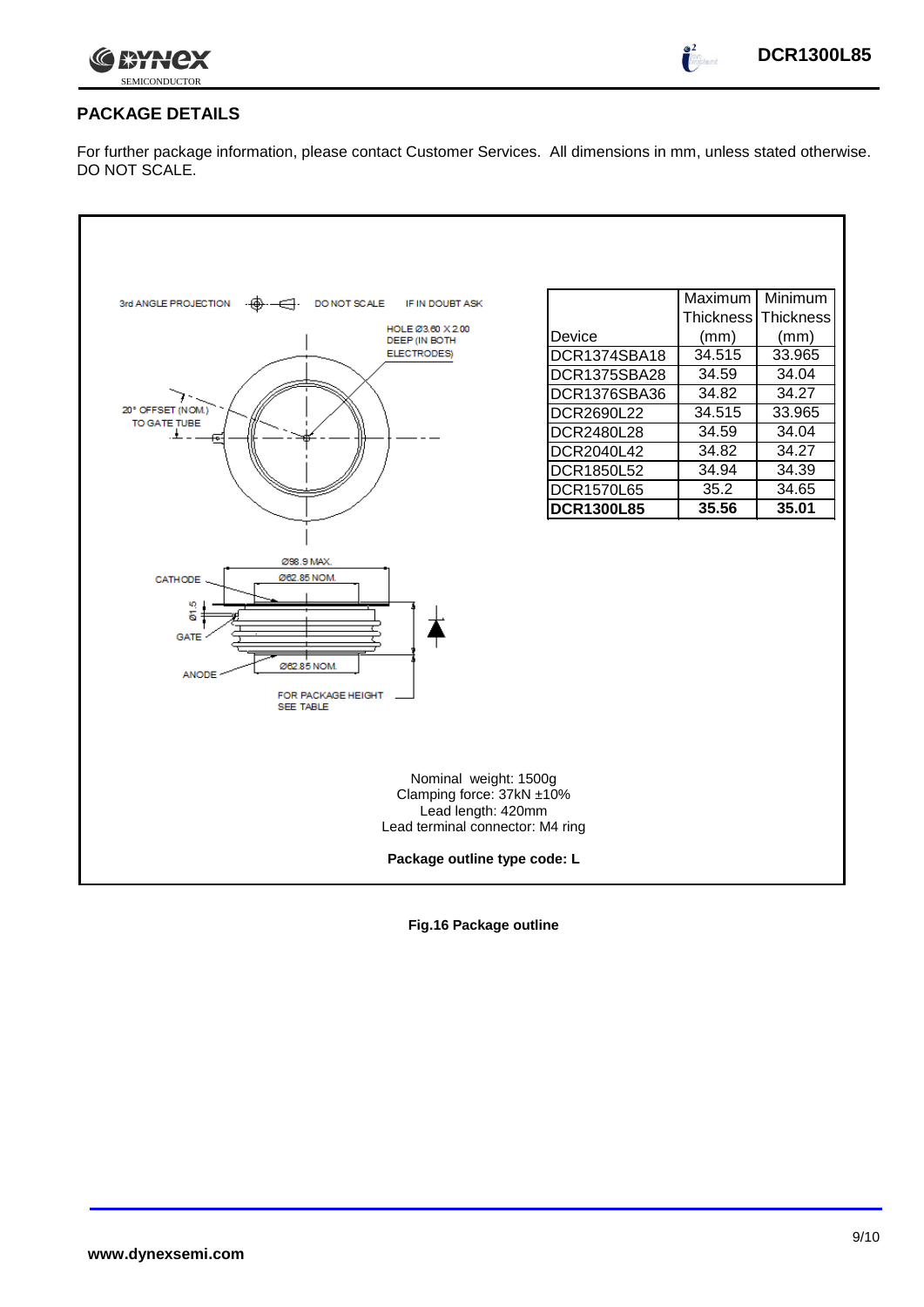## PACKAGE DETAILS

For further package information, please contact Customer Services. All dimensions in mm, unless stated otherwise. DO NOT SCALE.

3rd ANGLE PROJECTION DO NOT SCALE IF IN DOUBT ASK

HOLE Ø3.60 X 2.00 DEEP (IN BOTH ELECTRODES)

20° OFFSET (NOM.) TO GATE TUBE

Ø98.9 MAX.

Ø62.85 NOM.

CATHODE

Ø1.5

GATE

ANODE

Ø62.85 NOM.

FOR PACKAGE HEIGHT SEE TABLE

| Device | Maximum Thickness (mm) | Minimum Thickness (mm) |
|---|---|---|
| DCR1374SBA18 | 34.515 | 33.965 |
| DCR1375SBA28 | 34.59 | 34.04 |
| DCR1376SBA36 | 34.82 | 34.27 |
| DCR2690L22 | 34.515 | 33.965 |
| DCR2480L28 | 34.59 | 34.04 |
| DCR2040L42 | 34.82 | 34.27 |
| DCR1850L52 | 34.94 | 34.39 |
| DCR1570L65 | 35.2 | 34.65 |
| **DCR1300L85** | **35.56** | **35.01** |

Nominal weight: 1500g
Clamping force: 37kN ±10%
Lead length: 420mm
Lead terminal connector: M4 ring

**Package outline type code: L**

**Fig.16 Package outline**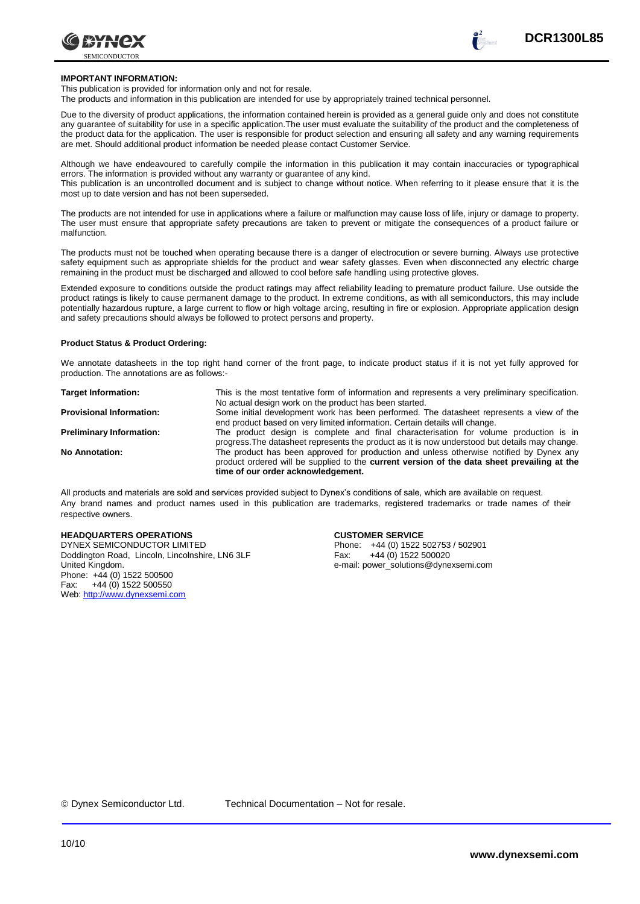**IMPORTANT INFORMATION:**

This publication is provided for information only and not for resale.

The products and information in this publication are intended for use by appropriately trained technical personnel.

Due to the diversity of product applications, the information contained herein is provided as a general guide only and does not constitute any guarantee of suitability for use in a specific application.The user must evaluate the suitability of the product and the completeness of the product data for the application. The user is responsible for product selection and ensuring all safety and any warning requirements are met. Should additional product information be needed please contact Customer Service.

Although we have endeavoured to carefully compile the information in this publication it may contain inaccuracies or typographical errors. The information is provided without any warranty or guarantee of any kind.

This publication is an uncontrolled document and is subject to change without notice. When referring to it please ensure that it is the most up to date version and has not been superseded.

The products are not intended for use in applications where a failure or malfunction may cause loss of life, injury or damage to property. The user must ensure that appropriate safety precautions are taken to prevent or mitigate the consequences of a product failure or malfunction.

The products must not be touched when operating because there is a danger of electrocution or severe burning. Always use protective safety equipment such as appropriate shields for the product and wear safety glasses. Even when disconnected any electric charge remaining in the product must be discharged and allowed to cool before safe handling using protective gloves.

Extended exposure to conditions outside the product ratings may affect reliability leading to premature product failure. Use outside the product ratings is likely to cause permanent damage to the product. In extreme conditions, as with all semiconductors, this may include potentially hazardous rupture, a large current to flow or high voltage arcing, resulting in fire or explosion. Appropriate application design and safety precautions should always be followed to protect persons and property.

**Product Status & Product Ordering:**

We annotate datasheets in the top right hand corner of the front page, to indicate product status if it is not yet fully approved for production. The annotations are as follows:-

| | |
|---|---|
| **Target Information:** | This is the most tentative form of information and represents a very preliminary specification. No actual design work on the product has been started. |
| **Provisional Information:** | Some initial development work has been performed. The datasheet represents a view of the end product based on very limited information. Certain details will change. |
| **Preliminary Information:** | The product design is complete and final characterisation for volume production is in progress.The datasheet represents the product as it is now understood but details may change. |
| **No Annotation:** | The product has been approved for production and unless otherwise notified by Dynex any product ordered will be supplied to the **current version of the data sheet prevailing at the time of our order acknowledgement.** |

All products and materials are sold and services provided subject to Dynex's conditions of sale, which are available on request.

Any brand names and product names used in this publication are trademarks, registered trademarks or trade names of their respective owners.

**HEADQUARTERS OPERATIONS**
DYNEX SEMICONDUCTOR LIMITED
Doddington Road, Lincoln, Lincolnshire, LN6 3LF
United Kingdom.
Phone: +44 (0) 1522 500500
Fax: +44 (0) 1522 500550
Web: http://www.dynexsemi.com

**CUSTOMER SERVICE**
Phone: +44 (0) 1522 502753 / 502901
Fax: +44 (0) 1522 500020
e-mail: power_solutions@dynexsemi.com

© Dynex Semiconductor Ltd. Technical Documentation – Not for resale.